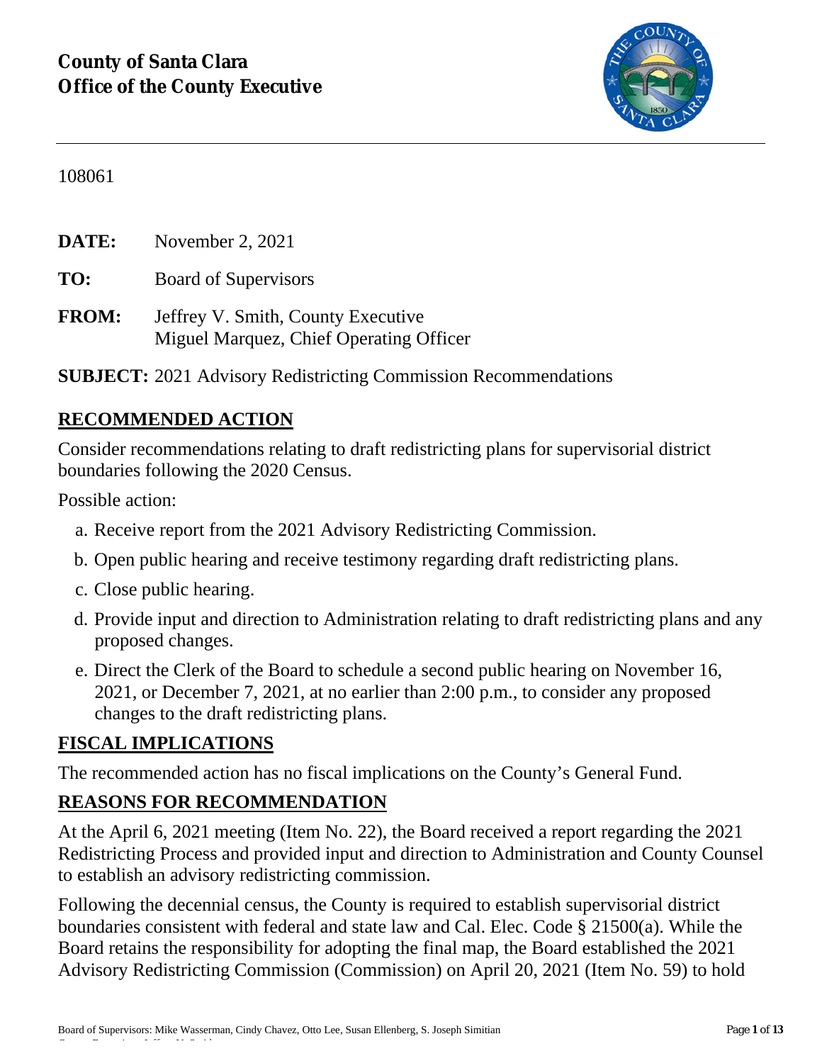**County of Santa Clara**
**Office of the County Executive**

108061

**DATE:** November 2, 2021

**TO:** Board of Supervisors

**FROM:** Jeffrey V. Smith, County Executive
Miguel Marquez, Chief Operating Officer

**SUBJECT:** 2021 Advisory Redistricting Commission Recommendations

## RECOMMENDED ACTION

Consider recommendations relating to draft redistricting plans for supervisorial district boundaries following the 2020 Census.

Possible action:

a. Receive report from the 2021 Advisory Redistricting Commission.

b. Open public hearing and receive testimony regarding draft redistricting plans.

c. Close public hearing.

d. Provide input and direction to Administration relating to draft redistricting plans and any proposed changes.

e. Direct the Clerk of the Board to schedule a second public hearing on November 16, 2021, or December 7, 2021, at no earlier than 2:00 p.m., to consider any proposed changes to the draft redistricting plans.

## FISCAL IMPLICATIONS

The recommended action has no fiscal implications on the County's General Fund.

## REASONS FOR RECOMMENDATION

At the April 6, 2021 meeting (Item No. 22), the Board received a report regarding the 2021 Redistricting Process and provided input and direction to Administration and County Counsel to establish an advisory redistricting commission.

Following the decennial census, the County is required to establish supervisorial district boundaries consistent with federal and state law and Cal. Elec. Code § 21500(a). While the Board retains the responsibility for adopting the final map, the Board established the 2021 Advisory Redistricting Commission (Commission) on April 20, 2021 (Item No. 59) to hold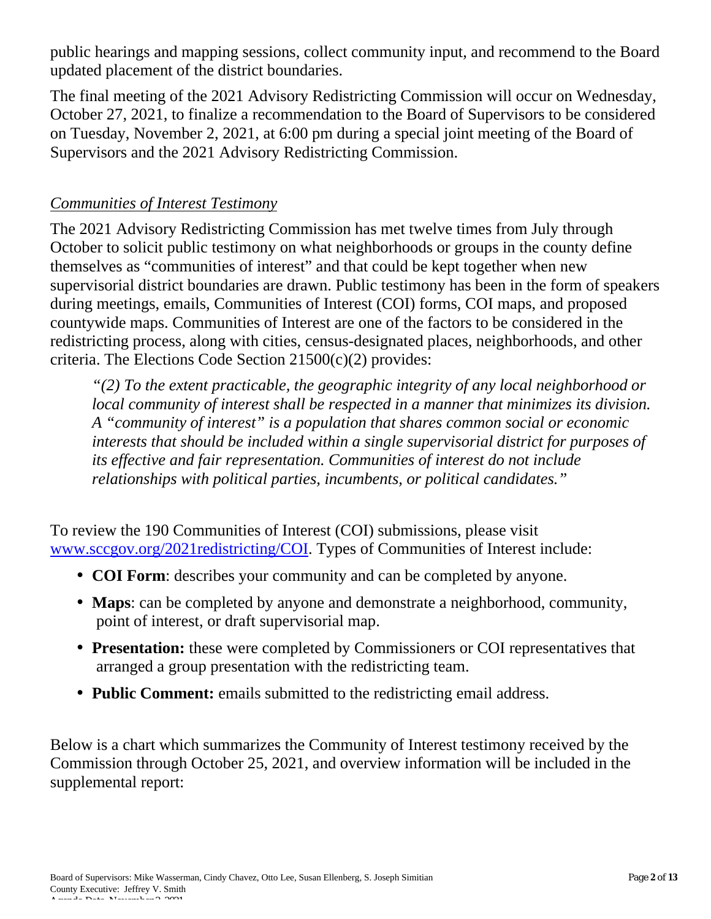public hearings and mapping sessions, collect community input, and recommend to the Board updated placement of the district boundaries.

The final meeting of the 2021 Advisory Redistricting Commission will occur on Wednesday, October 27, 2021, to finalize a recommendation to the Board of Supervisors to be considered on Tuesday, November 2, 2021, at 6:00 pm during a special joint meeting of the Board of Supervisors and the 2021 Advisory Redistricting Commission.

*Communities of Interest Testimony*

The 2021 Advisory Redistricting Commission has met twelve times from July through October to solicit public testimony on what neighborhoods or groups in the county define themselves as "communities of interest" and that could be kept together when new supervisorial district boundaries are drawn. Public testimony has been in the form of speakers during meetings, emails, Communities of Interest (COI) forms, COI maps, and proposed countywide maps. Communities of Interest are one of the factors to be considered in the redistricting process, along with cities, census-designated places, neighborhoods, and other criteria. The Elections Code Section 21500(c)(2) provides:

> *"(2) To the extent practicable, the geographic integrity of any local neighborhood or local community of interest shall be respected in a manner that minimizes its division. A "community of interest" is a population that shares common social or economic interests that should be included within a single supervisorial district for purposes of its effective and fair representation. Communities of interest do not include relationships with political parties, incumbents, or political candidates."*

To review the 190 Communities of Interest (COI) submissions, please visit www.sccgov.org/2021redistricting/COI. Types of Communities of Interest include:

- **COI Form**: describes your community and can be completed by anyone.
- **Maps**: can be completed by anyone and demonstrate a neighborhood, community, point of interest, or draft supervisorial map.
- **Presentation:** these were completed by Commissioners or COI representatives that arranged a group presentation with the redistricting team.
- **Public Comment:** emails submitted to the redistricting email address.

Below is a chart which summarizes the Community of Interest testimony received by the Commission through October 25, 2021, and overview information will be included in the supplemental report: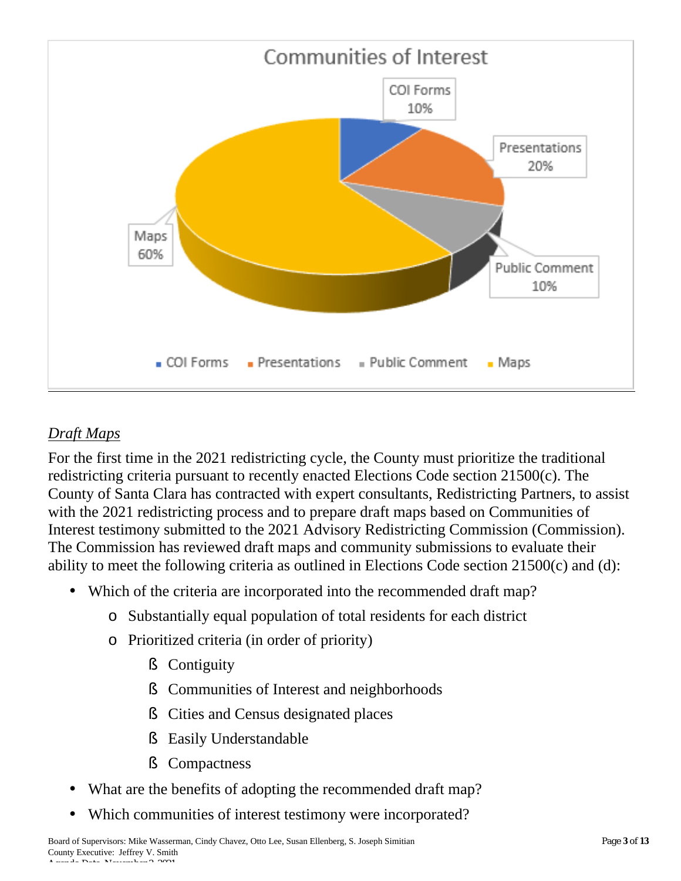Communities of Interest

COI Forms 10%

Presentations 20%

Public Comment 10%

Maps 60%

COI Forms · Presentations · Public Comment · Maps

*Draft Maps*

For the first time in the 2021 redistricting cycle, the County must prioritize the traditional redistricting criteria pursuant to recently enacted Elections Code section 21500(c). The County of Santa Clara has contracted with expert consultants, Redistricting Partners, to assist with the 2021 redistricting process and to prepare draft maps based on Communities of Interest testimony submitted to the 2021 Advisory Redistricting Commission (Commission). The Commission has reviewed draft maps and community submissions to evaluate their ability to meet the following criteria as outlined in Elections Code section 21500(c) and (d):

- Which of the criteria are incorporated into the recommended draft map?
  - Substantially equal population of total residents for each district
  - Prioritized criteria (in order of priority)
    - Contiguity
    - Communities of Interest and neighborhoods
    - Cities and Census designated places
    - Easily Understandable
    - Compactness
- What are the benefits of adopting the recommended draft map?
- Which communities of interest testimony were incorporated?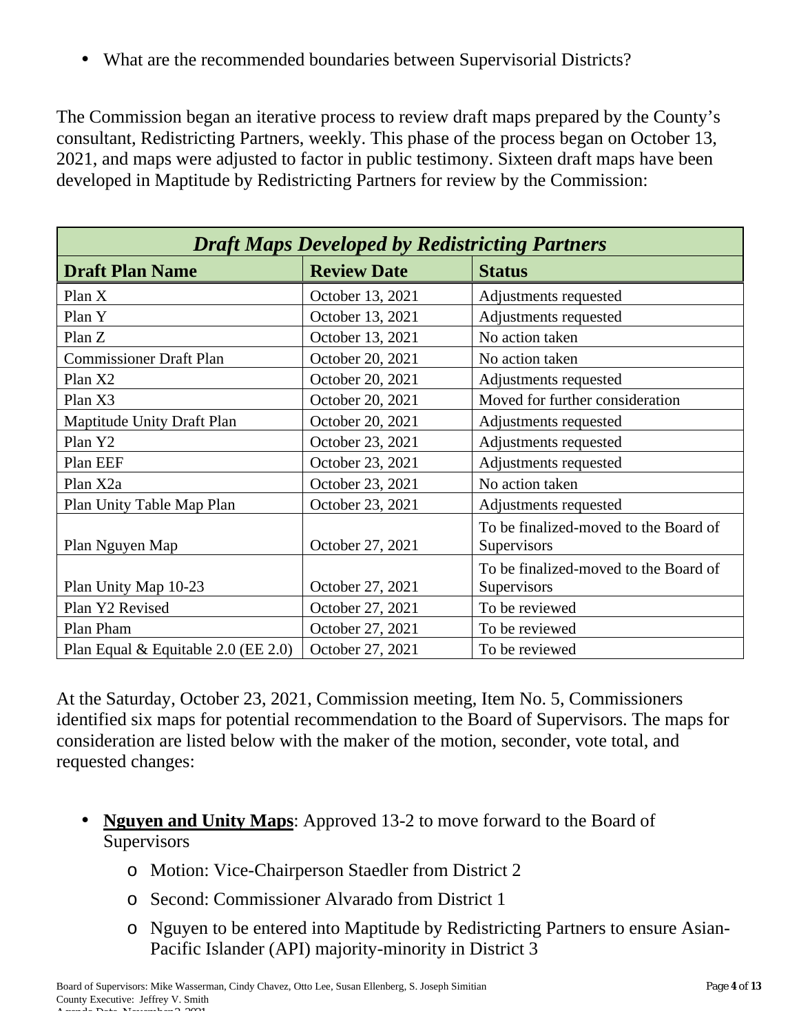- What are the recommended boundaries between Supervisorial Districts?

The Commission began an iterative process to review draft maps prepared by the County's consultant, Redistricting Partners, weekly. This phase of the process began on October 13, 2021, and maps were adjusted to factor in public testimony. Sixteen draft maps have been developed in Maptitude by Redistricting Partners for review by the Commission:

| ***Draft Maps Developed by Redistricting Partners*** | | |
|---|---|---|
| **Draft Plan Name** | **Review Date** | **Status** |
| Plan X | October 13, 2021 | Adjustments requested |
| Plan Y | October 13, 2021 | Adjustments requested |
| Plan Z | October 13, 2021 | No action taken |
| Commissioner Draft Plan | October 20, 2021 | No action taken |
| Plan X2 | October 20, 2021 | Adjustments requested |
| Plan X3 | October 20, 2021 | Moved for further consideration |
| Maptitude Unity Draft Plan | October 20, 2021 | Adjustments requested |
| Plan Y2 | October 23, 2021 | Adjustments requested |
| Plan EEF | October 23, 2021 | Adjustments requested |
| Plan X2a | October 23, 2021 | No action taken |
| Plan Unity Table Map Plan | October 23, 2021 | Adjustments requested |
| Plan Nguyen Map | October 27, 2021 | To be finalized-moved to the Board of Supervisors |
| Plan Unity Map 10-23 | October 27, 2021 | To be finalized-moved to the Board of Supervisors |
| Plan Y2 Revised | October 27, 2021 | To be reviewed |
| Plan Pham | October 27, 2021 | To be reviewed |
| Plan Equal & Equitable 2.0 (EE 2.0) | October 27, 2021 | To be reviewed |

At the Saturday, October 23, 2021, Commission meeting, Item No. 5, Commissioners identified six maps for potential recommendation to the Board of Supervisors. The maps for consideration are listed below with the maker of the motion, seconder, vote total, and requested changes:

- **Nguyen and Unity Maps**: Approved 13-2 to move forward to the Board of Supervisors
  - Motion: Vice-Chairperson Staedler from District 2
  - Second: Commissioner Alvarado from District 1
  - Nguyen to be entered into Maptitude by Redistricting Partners to ensure Asian-Pacific Islander (API) majority-minority in District 3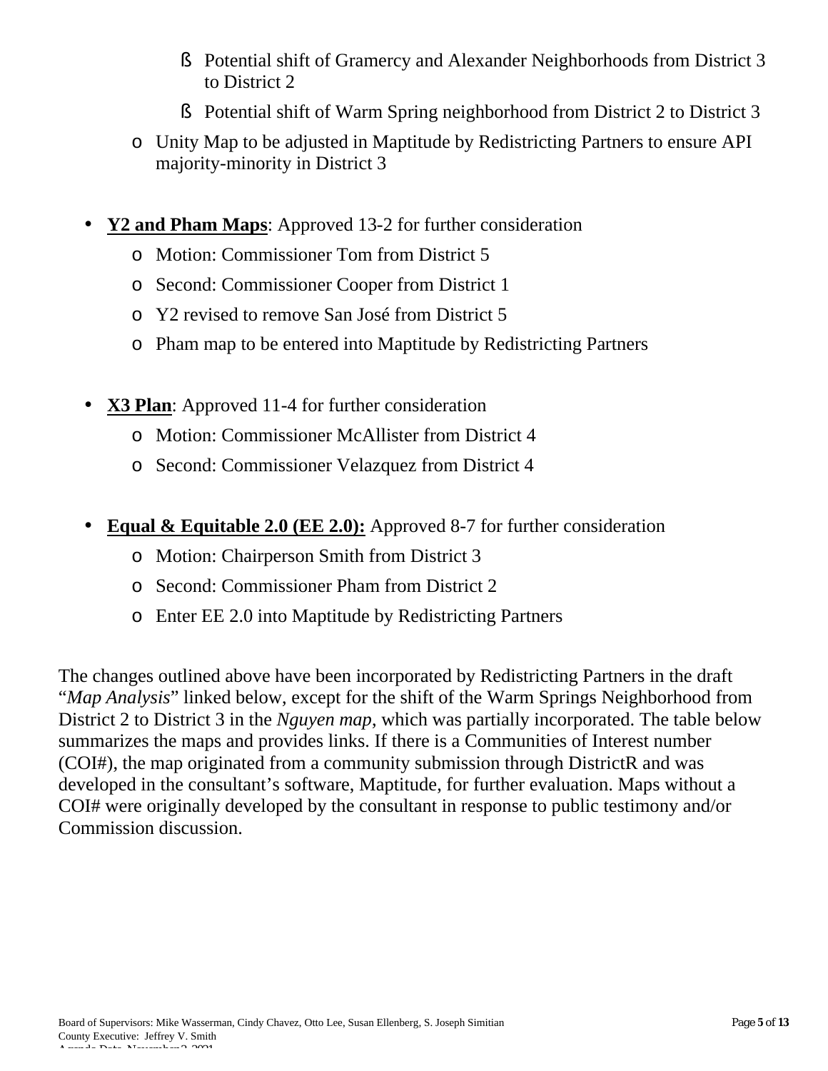- Potential shift of Gramercy and Alexander Neighborhoods from District 3 to District 2
    - Potential shift of Warm Spring neighborhood from District 2 to District 3
  - Unity Map to be adjusted in Maptitude by Redistricting Partners to ensure API majority-minority in District 3

- **Y2 and Pham Maps**: Approved 13-2 for further consideration
  - Motion: Commissioner Tom from District 5
  - Second: Commissioner Cooper from District 1
  - Y2 revised to remove San José from District 5
  - Pham map to be entered into Maptitude by Redistricting Partners

- **X3 Plan**: Approved 11-4 for further consideration
  - Motion: Commissioner McAllister from District 4
  - Second: Commissioner Velazquez from District 4

- **Equal & Equitable 2.0 (EE 2.0):** Approved 8-7 for further consideration
  - Motion: Chairperson Smith from District 3
  - Second: Commissioner Pham from District 2
  - Enter EE 2.0 into Maptitude by Redistricting Partners

The changes outlined above have been incorporated by Redistricting Partners in the draft "*Map Analysis*" linked below, except for the shift of the Warm Springs Neighborhood from District 2 to District 3 in the *Nguyen map*, which was partially incorporated. The table below summarizes the maps and provides links. If there is a Communities of Interest number (COI#), the map originated from a community submission through DistrictR and was developed in the consultant's software, Maptitude, for further evaluation. Maps without a COI# were originally developed by the consultant in response to public testimony and/or Commission discussion.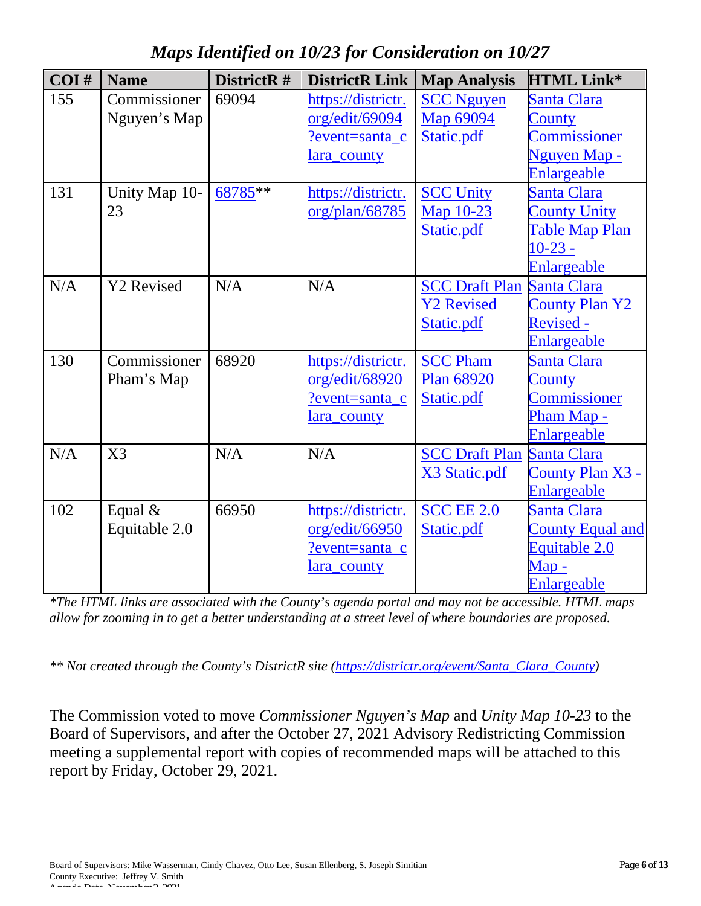## *Maps Identified on 10/23 for Consideration on 10/27*

| COI # | Name | DistrictR # | DistrictR Link | Map Analysis | HTML Link* |
|---|---|---|---|---|---|
| 155 | Commissioner Nguyen's Map | 69094 | https://districtr.org/edit/69094?event=santa_clara_county | SCC Nguyen Map 69094 Static.pdf | Santa Clara County Commissioner Nguyen Map - Enlargeable |
| 131 | Unity Map 10-23 | 68785** | https://districtr.org/plan/68785 | SCC Unity Map 10-23 Static.pdf | Santa Clara County Unity Table Map Plan 10-23 - Enlargeable |
| N/A | Y2 Revised | N/A | N/A | SCC Draft Plan Y2 Revised Static.pdf | Santa Clara County Plan Y2 Revised - Enlargeable |
| 130 | Commissioner Pham's Map | 68920 | https://districtr.org/edit/68920?event=santa_clara_county | SCC Pham Plan 68920 Static.pdf | Santa Clara County Commissioner Pham Map - Enlargeable |
| N/A | X3 | N/A | N/A | SCC Draft Plan X3 Static.pdf | Santa Clara County Plan X3 - Enlargeable |
| 102 | Equal & Equitable 2.0 | 66950 | https://districtr.org/edit/66950?event=santa_clara_county | SCC EE 2.0 Static.pdf | Santa Clara County Equal and Equitable 2.0 Map - Enlargeable |

*\*The HTML links are associated with the County's agenda portal and may not be accessible. HTML maps allow for zooming in to get a better understanding at a street level of where boundaries are proposed.*

*\*\* Not created through the County's DistrictR site (https://districtr.org/event/Santa_Clara_County)*

The Commission voted to move *Commissioner Nguyen's Map* and *Unity Map 10-23* to the Board of Supervisors, and after the October 27, 2021 Advisory Redistricting Commission meeting a supplemental report with copies of recommended maps will be attached to this report by Friday, October 29, 2021.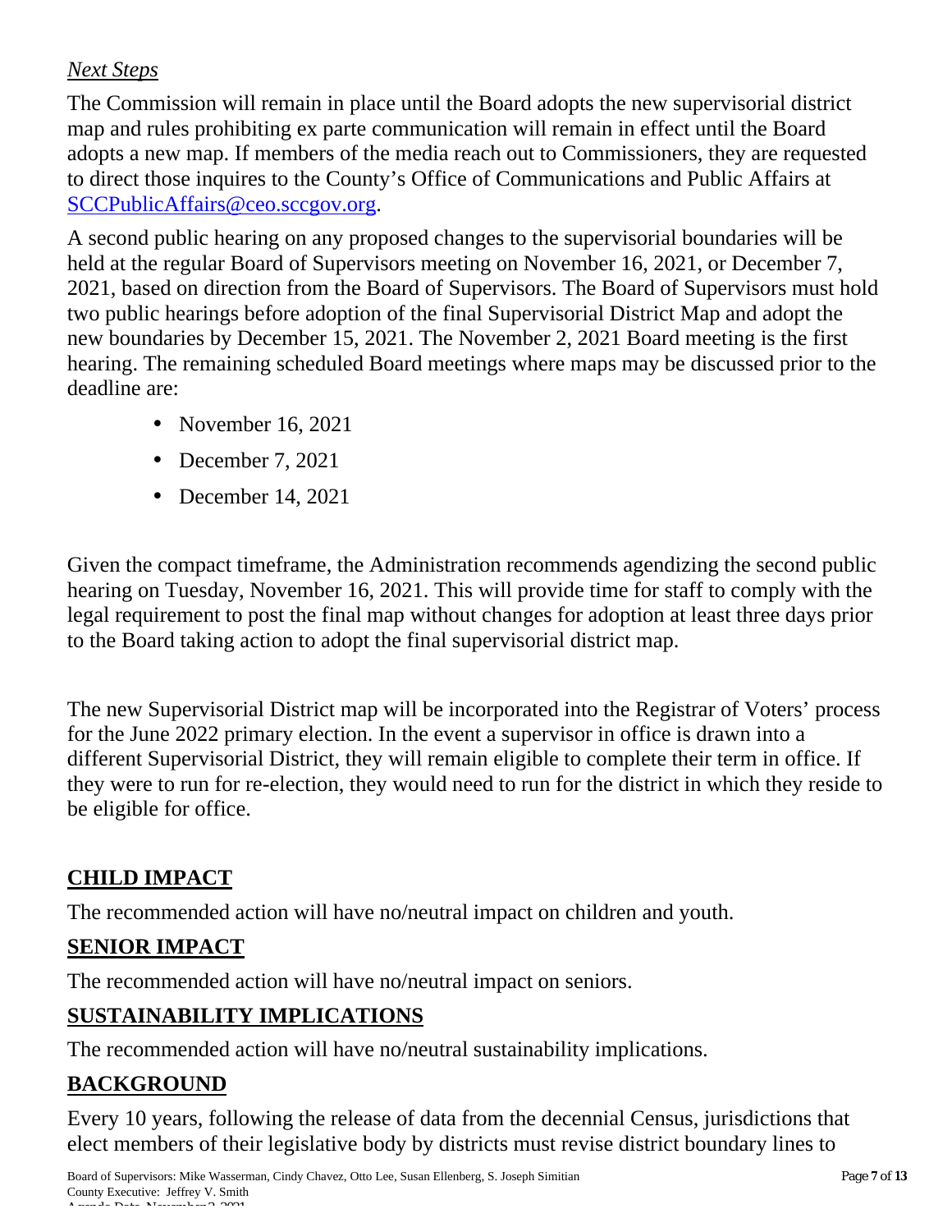*Next Steps*

The Commission will remain in place until the Board adopts the new supervisorial district map and rules prohibiting ex parte communication will remain in effect until the Board adopts a new map. If members of the media reach out to Commissioners, they are requested to direct those inquires to the County's Office of Communications and Public Affairs at [SCCPublicAffairs@ceo.sccgov.org](mailto:SCCPublicAffairs@ceo.sccgov.org).

A second public hearing on any proposed changes to the supervisorial boundaries will be held at the regular Board of Supervisors meeting on November 16, 2021, or December 7, 2021, based on direction from the Board of Supervisors. The Board of Supervisors must hold two public hearings before adoption of the final Supervisorial District Map and adopt the new boundaries by December 15, 2021. The November 2, 2021 Board meeting is the first hearing. The remaining scheduled Board meetings where maps may be discussed prior to the deadline are:

- November 16, 2021
- December 7, 2021
- December 14, 2021

Given the compact timeframe, the Administration recommends agendizing the second public hearing on Tuesday, November 16, 2021. This will provide time for staff to comply with the legal requirement to post the final map without changes for adoption at least three days prior to the Board taking action to adopt the final supervisorial district map.

The new Supervisorial District map will be incorporated into the Registrar of Voters' process for the June 2022 primary election. In the event a supervisor in office is drawn into a different Supervisorial District, they will remain eligible to complete their term in office. If they were to run for re-election, they would need to run for the district in which they reside to be eligible for office.

## CHILD IMPACT

The recommended action will have no/neutral impact on children and youth.

## SENIOR IMPACT

The recommended action will have no/neutral impact on seniors.

## SUSTAINABILITY IMPLICATIONS

The recommended action will have no/neutral sustainability implications.

## BACKGROUND

Every 10 years, following the release of data from the decennial Census, jurisdictions that elect members of their legislative body by districts must revise district boundary lines to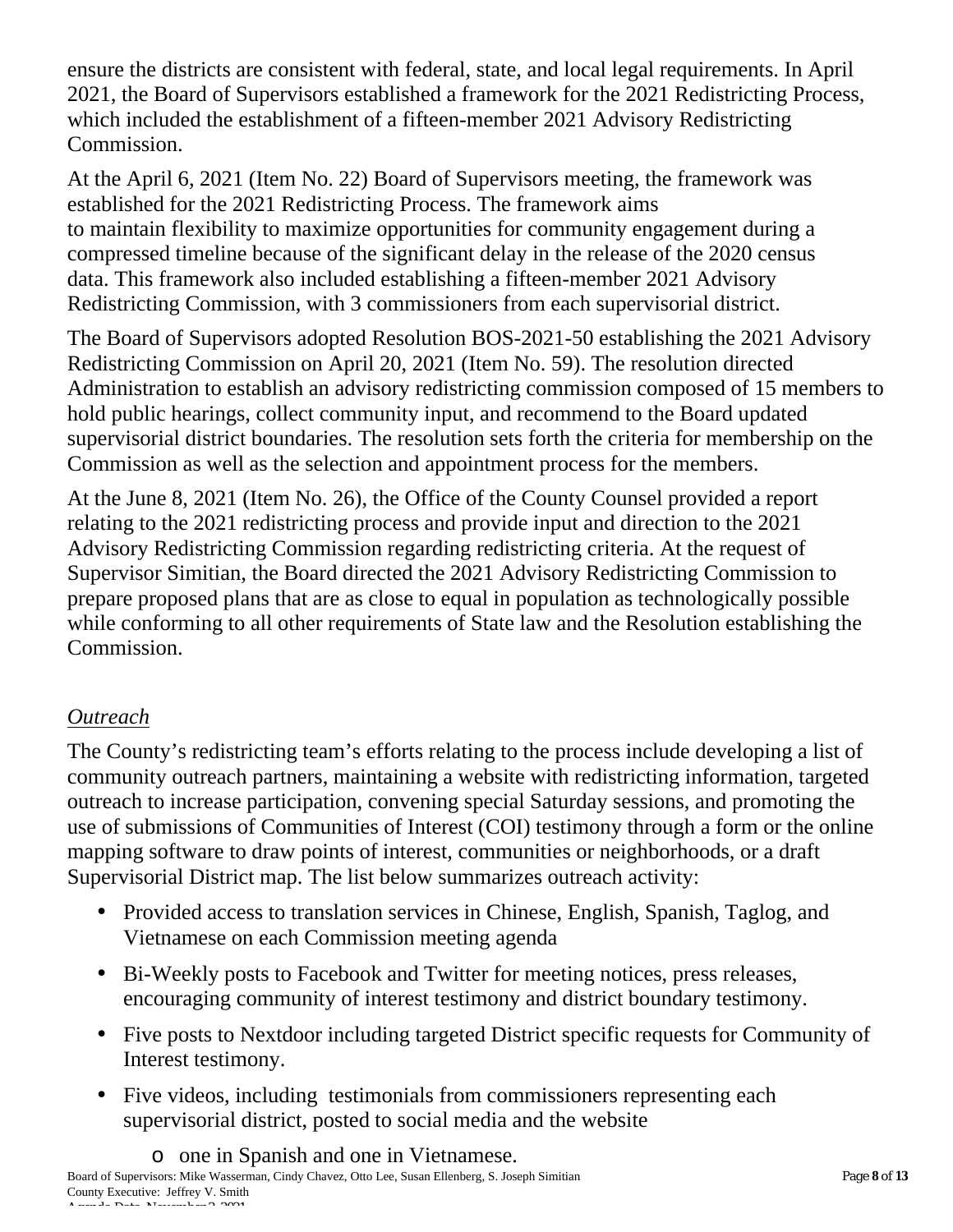ensure the districts are consistent with federal, state, and local legal requirements. In April 2021, the Board of Supervisors established a framework for the 2021 Redistricting Process, which included the establishment of a fifteen-member 2021 Advisory Redistricting Commission.

At the April 6, 2021 (Item No. 22) Board of Supervisors meeting, the framework was established for the 2021 Redistricting Process. The framework aims to maintain flexibility to maximize opportunities for community engagement during a compressed timeline because of the significant delay in the release of the 2020 census data. This framework also included establishing a fifteen-member 2021 Advisory Redistricting Commission, with 3 commissioners from each supervisorial district.

The Board of Supervisors adopted Resolution BOS-2021-50 establishing the 2021 Advisory Redistricting Commission on April 20, 2021 (Item No. 59). The resolution directed Administration to establish an advisory redistricting commission composed of 15 members to hold public hearings, collect community input, and recommend to the Board updated supervisorial district boundaries. The resolution sets forth the criteria for membership on the Commission as well as the selection and appointment process for the members.

At the June 8, 2021 (Item No. 26), the Office of the County Counsel provided a report relating to the 2021 redistricting process and provide input and direction to the 2021 Advisory Redistricting Commission regarding redistricting criteria. At the request of Supervisor Simitian, the Board directed the 2021 Advisory Redistricting Commission to prepare proposed plans that are as close to equal in population as technologically possible while conforming to all other requirements of State law and the Resolution establishing the Commission.

*Outreach*

The County's redistricting team's efforts relating to the process include developing a list of community outreach partners, maintaining a website with redistricting information, targeted outreach to increase participation, convening special Saturday sessions, and promoting the use of submissions of Communities of Interest (COI) testimony through a form or the online mapping software to draw points of interest, communities or neighborhoods, or a draft Supervisorial District map. The list below summarizes outreach activity:

- Provided access to translation services in Chinese, English, Spanish, Taglog, and Vietnamese on each Commission meeting agenda
- Bi-Weekly posts to Facebook and Twitter for meeting notices, press releases, encouraging community of interest testimony and district boundary testimony.
- Five posts to Nextdoor including targeted District specific requests for Community of Interest testimony.
- Five videos, including testimonials from commissioners representing each supervisorial district, posted to social media and the website
    - one in Spanish and one in Vietnamese.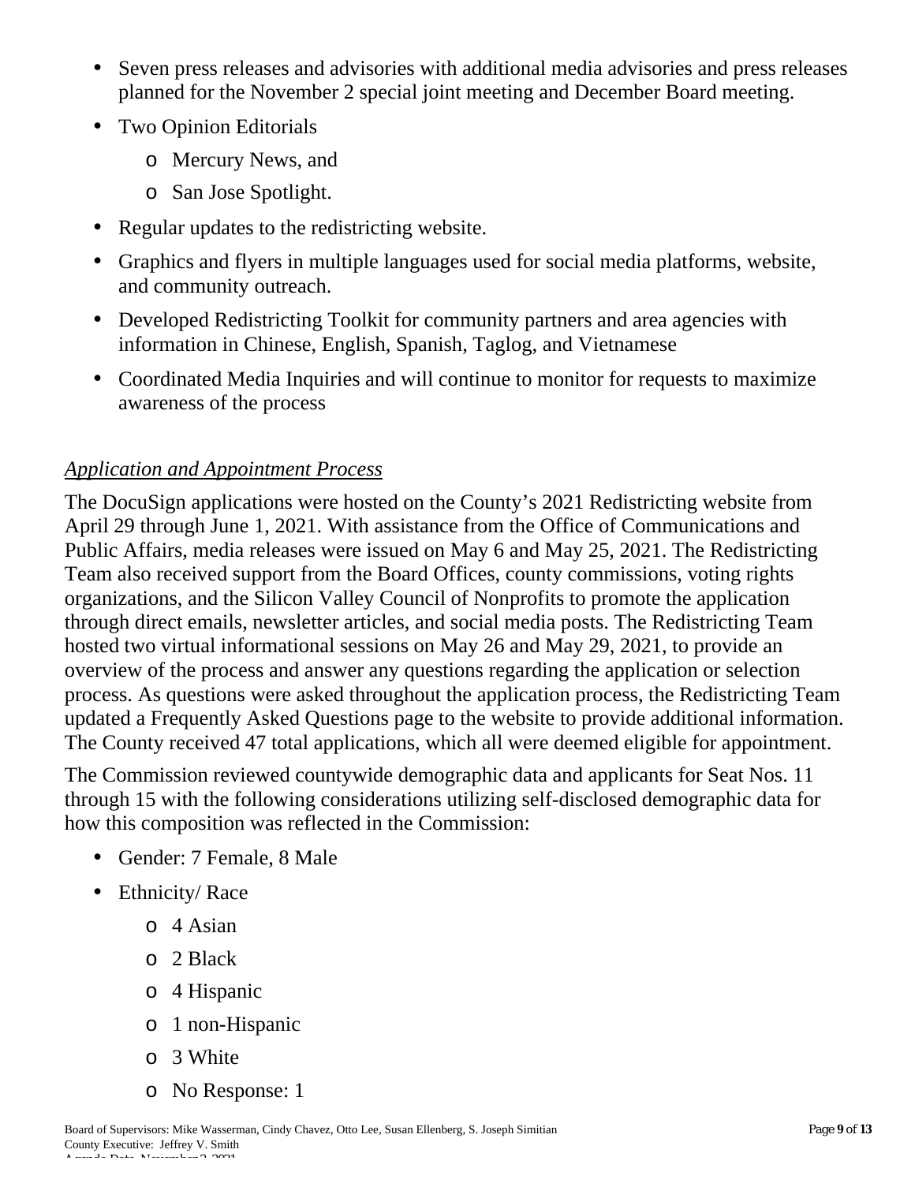- Seven press releases and advisories with additional media advisories and press releases planned for the November 2 special joint meeting and December Board meeting.
- Two Opinion Editorials
  - Mercury News, and
  - San Jose Spotlight.
- Regular updates to the redistricting website.
- Graphics and flyers in multiple languages used for social media platforms, website, and community outreach.
- Developed Redistricting Toolkit for community partners and area agencies with information in Chinese, English, Spanish, Taglog, and Vietnamese
- Coordinated Media Inquiries and will continue to monitor for requests to maximize awareness of the process

*Application and Appointment Process*

The DocuSign applications were hosted on the County's 2021 Redistricting website from April 29 through June 1, 2021. With assistance from the Office of Communications and Public Affairs, media releases were issued on May 6 and May 25, 2021. The Redistricting Team also received support from the Board Offices, county commissions, voting rights organizations, and the Silicon Valley Council of Nonprofits to promote the application through direct emails, newsletter articles, and social media posts. The Redistricting Team hosted two virtual informational sessions on May 26 and May 29, 2021, to provide an overview of the process and answer any questions regarding the application or selection process. As questions were asked throughout the application process, the Redistricting Team updated a Frequently Asked Questions page to the website to provide additional information. The County received 47 total applications, which all were deemed eligible for appointment.

The Commission reviewed countywide demographic data and applicants for Seat Nos. 11 through 15 with the following considerations utilizing self-disclosed demographic data for how this composition was reflected in the Commission:

- Gender: 7 Female, 8 Male
- Ethnicity/ Race
  - 4 Asian
  - 2 Black
  - 4 Hispanic
  - 1 non-Hispanic
  - 3 White
  - No Response: 1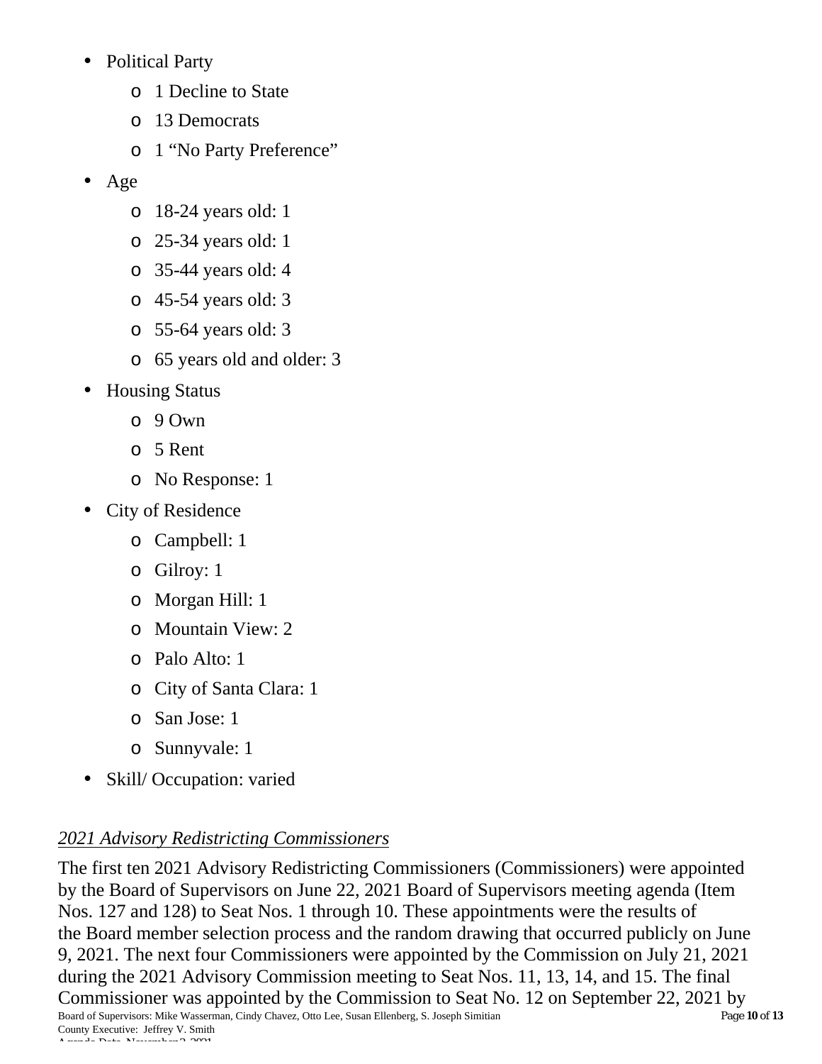- Political Party
  - 1 Decline to State
  - 13 Democrats
  - 1 “No Party Preference”
- Age
  - 18-24 years old: 1
  - 25-34 years old: 1
  - 35-44 years old: 4
  - 45-54 years old: 3
  - 55-64 years old: 3
  - 65 years old and older: 3
- Housing Status
  - 9 Own
  - 5 Rent
  - No Response: 1
- City of Residence
  - Campbell: 1
  - Gilroy: 1
  - Morgan Hill: 1
  - Mountain View: 2
  - Palo Alto: 1
  - City of Santa Clara: 1
  - San Jose: 1
  - Sunnyvale: 1
- Skill/ Occupation: varied

*2021 Advisory Redistricting Commissioners*

The first ten 2021 Advisory Redistricting Commissioners (Commissioners) were appointed by the Board of Supervisors on June 22, 2021 Board of Supervisors meeting agenda (Item Nos. 127 and 128) to Seat Nos. 1 through 10. These appointments were the results of the Board member selection process and the random drawing that occurred publicly on June 9, 2021. The next four Commissioners were appointed by the Commission on July 21, 2021 during the 2021 Advisory Commission meeting to Seat Nos. 11, 13, 14, and 15. The final Commissioner was appointed by the Commission to Seat No. 12 on September 22, 2021 by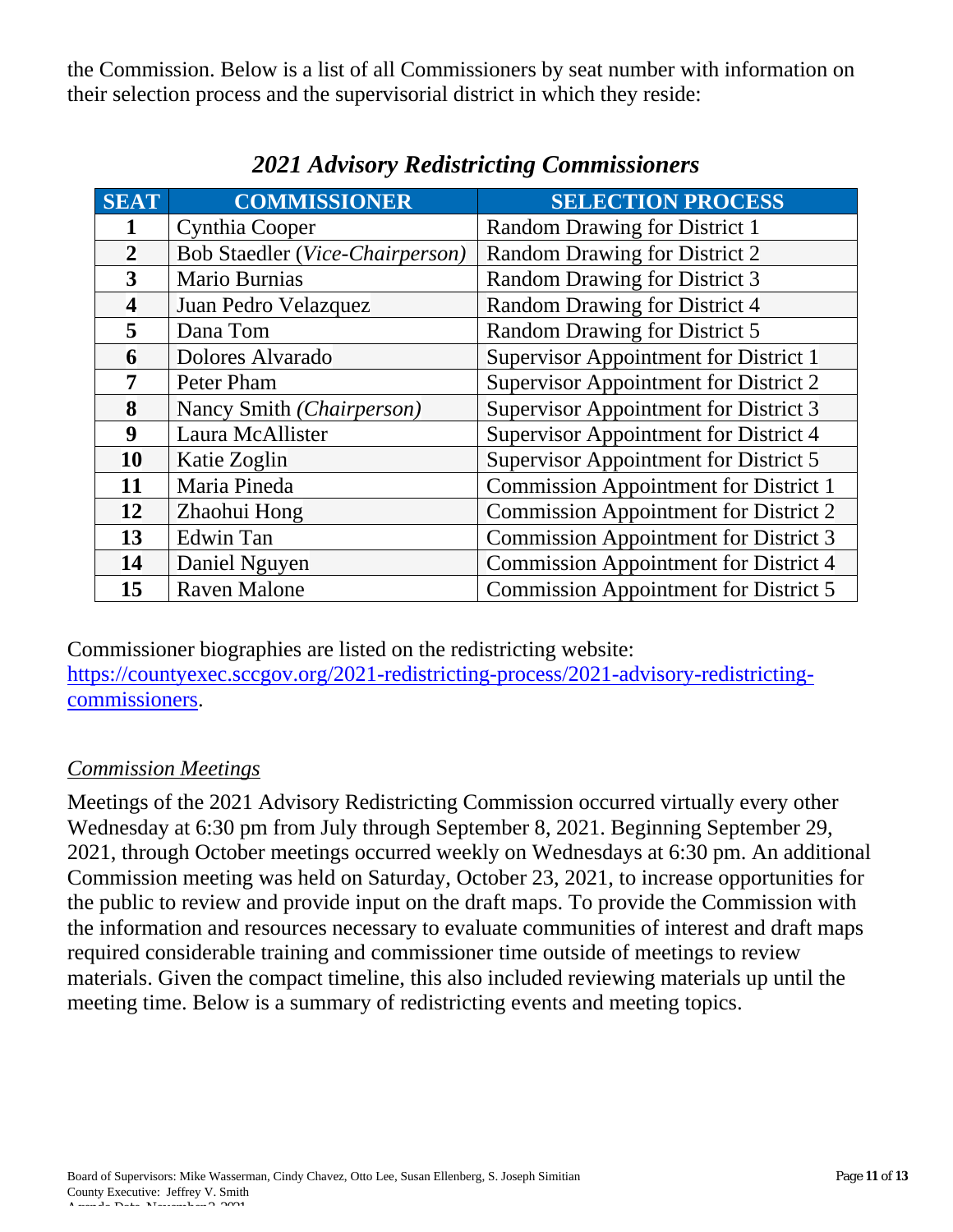the Commission. Below is a list of all Commissioners by seat number with information on their selection process and the supervisorial district in which they reside:

*2021 Advisory Redistricting Commissioners*

| SEAT | COMMISSIONER | SELECTION PROCESS |
|---|---|---|
| **1** | Cynthia Cooper | Random Drawing for District 1 |
| **2** | Bob Staedler (*Vice-Chairperson)* | Random Drawing for District 2 |
| **3** | Mario Burnias | Random Drawing for District 3 |
| **4** | Juan Pedro Velazquez | Random Drawing for District 4 |
| **5** | Dana Tom | Random Drawing for District 5 |
| **6** | Dolores Alvarado | Supervisor Appointment for District 1 |
| **7** | Peter Pham | Supervisor Appointment for District 2 |
| **8** | Nancy Smith *(Chairperson)* | Supervisor Appointment for District 3 |
| **9** | Laura McAllister | Supervisor Appointment for District 4 |
| **10** | Katie Zoglin | Supervisor Appointment for District 5 |
| **11** | Maria Pineda | Commission Appointment for District 1 |
| **12** | Zhaohui Hong | Commission Appointment for District 2 |
| **13** | Edwin Tan | Commission Appointment for District 3 |
| **14** | Daniel Nguyen | Commission Appointment for District 4 |
| **15** | Raven Malone | Commission Appointment for District 5 |

Commissioner biographies are listed on the redistricting website: https://countyexec.sccgov.org/2021-redistricting-process/2021-advisory-redistricting-commissioners.

*Commission Meetings*

Meetings of the 2021 Advisory Redistricting Commission occurred virtually every other Wednesday at 6:30 pm from July through September 8, 2021. Beginning September 29, 2021, through October meetings occurred weekly on Wednesdays at 6:30 pm. An additional Commission meeting was held on Saturday, October 23, 2021, to increase opportunities for the public to review and provide input on the draft maps. To provide the Commission with the information and resources necessary to evaluate communities of interest and draft maps required considerable training and commissioner time outside of meetings to review materials. Given the compact timeline, this also included reviewing materials up until the meeting time. Below is a summary of redistricting events and meeting topics.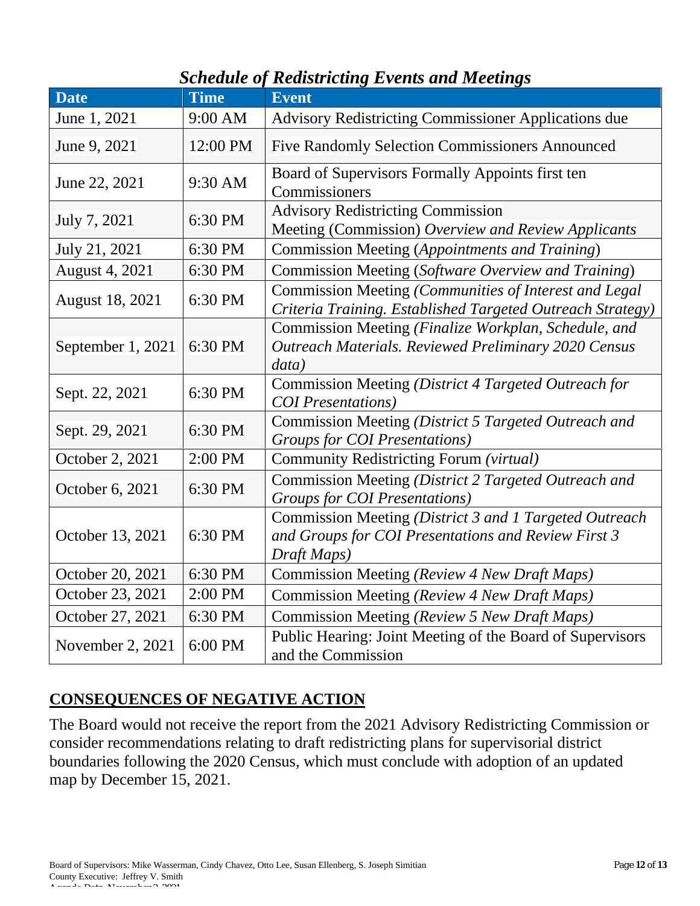### *Schedule of Redistricting Events and Meetings*

| Date | Time | Event |
|---|---|---|
| June 1, 2021 | 9:00 AM | Advisory Redistricting Commissioner Applications due |
| June 9, 2021 | 12:00 PM | Five Randomly Selection Commissioners Announced |
| June 22, 2021 | 9:30 AM | Board of Supervisors Formally Appoints first ten Commissioners |
| July 7, 2021 | 6:30 PM | Advisory Redistricting Commission Meeting (Commission) *Overview and Review Applicants* |
| July 21, 2021 | 6:30 PM | Commission Meeting (*Appointments and Training*) |
| August 4, 2021 | 6:30 PM | Commission Meeting (*Software Overview and Training*) |
| August 18, 2021 | 6:30 PM | Commission Meeting *(Communities of Interest and Legal Criteria Training. Established Targeted Outreach Strategy)* |
| September 1, 2021 | 6:30 PM | Commission Meeting *(Finalize Workplan, Schedule, and Outreach Materials. Reviewed Preliminary 2020 Census data)* |
| Sept. 22, 2021 | 6:30 PM | Commission Meeting *(District 4 Targeted Outreach for COI Presentations)* |
| Sept. 29, 2021 | 6:30 PM | Commission Meeting *(District 5 Targeted Outreach and Groups for COI Presentations)* |
| October 2, 2021 | 2:00 PM | Community Redistricting Forum *(virtual)* |
| October 6, 2021 | 6:30 PM | Commission Meeting *(District 2 Targeted Outreach and Groups for COI Presentations)* |
| October 13, 2021 | 6:30 PM | Commission Meeting *(District 3 and 1 Targeted Outreach and Groups for COI Presentations and Review First 3 Draft Maps)* |
| October 20, 2021 | 6:30 PM | Commission Meeting *(Review 4 New Draft Maps)* |
| October 23, 2021 | 2:00 PM | Commission Meeting *(Review 4 New Draft Maps)* |
| October 27, 2021 | 6:30 PM | Commission Meeting *(Review 5 New Draft Maps)* |
| November 2, 2021 | 6:00 PM | Public Hearing: Joint Meeting of the Board of Supervisors and the Commission |

## CONSEQUENCES OF NEGATIVE ACTION

The Board would not receive the report from the 2021 Advisory Redistricting Commission or consider recommendations relating to draft redistricting plans for supervisorial district boundaries following the 2020 Census, which must conclude with adoption of an updated map by December 15, 2021.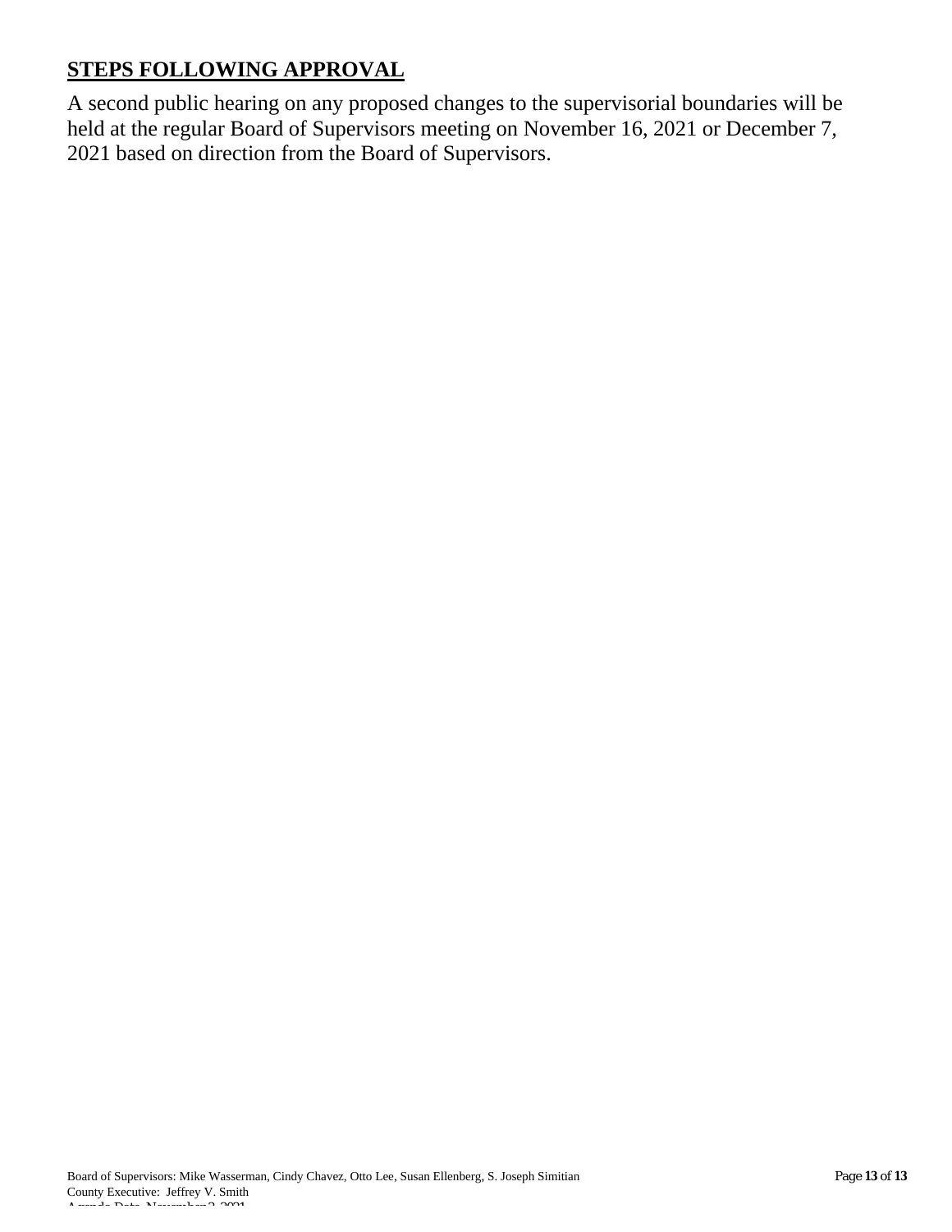## **STEPS FOLLOWING APPROVAL**

A second public hearing on any proposed changes to the supervisorial boundaries will be held at the regular Board of Supervisors meeting on November 16, 2021 or December 7, 2021 based on direction from the Board of Supervisors.